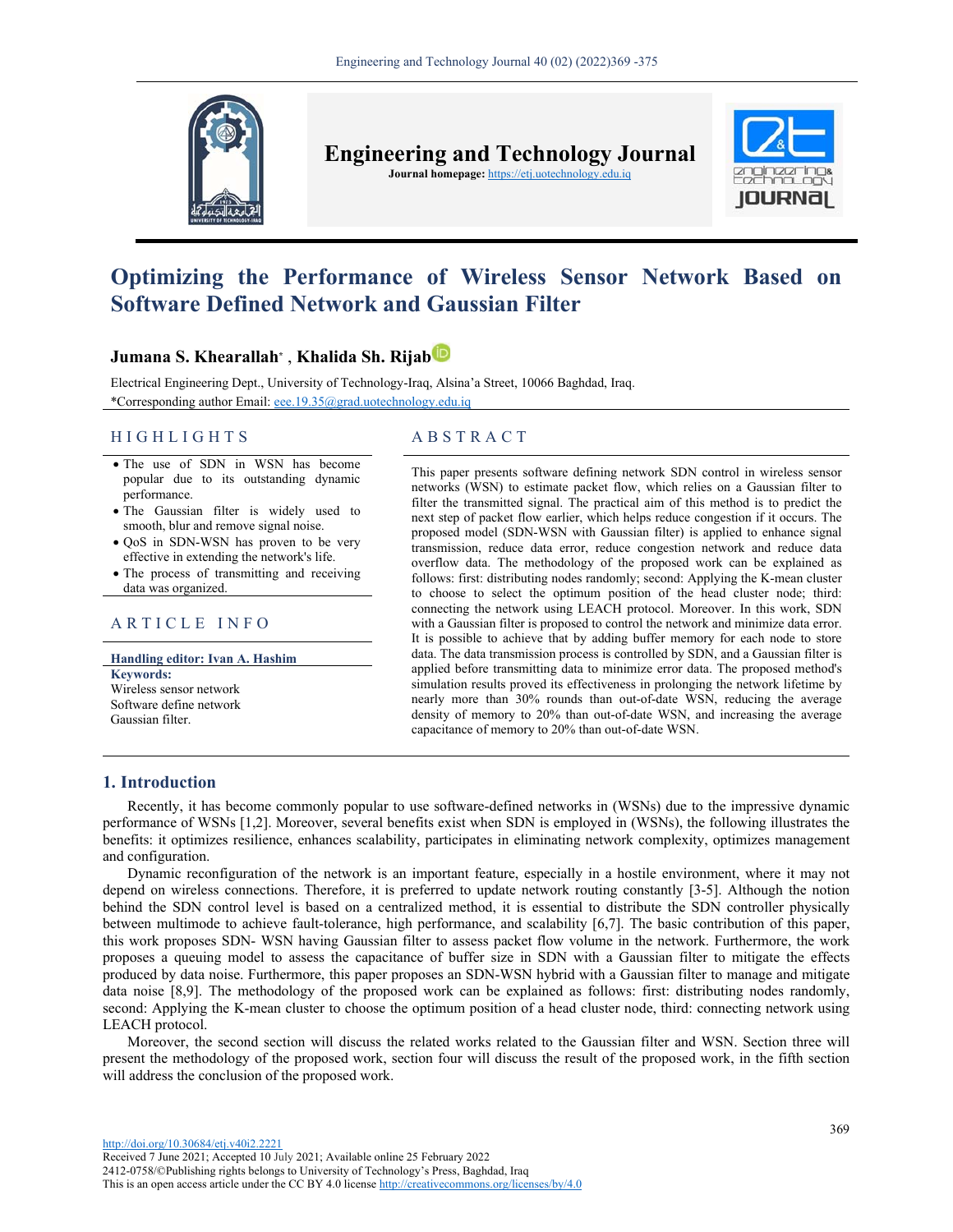Engineering and Technology Journal

Journal homepage: https://etj.uotechnology.edu.iq

# Optimizing the Performance of Wireless Sensor Network Based on Software Defined Network and Gaussian Filter

**Jumana S. Khearallah*, Khalida Sh. Rijab**

Electrical Engineering Dept., University of Technology-Iraq, Alsina'a Street, 10066 Baghdad, Iraq.

*Corresponding author Email: eee.19.35@grad.uotechnology.edu.iq

## HIGHLIGHTS

- The use of SDN in WSN has become popular due to its outstanding dynamic performance.
- The Gaussian filter is widely used to smooth, blur and remove signal noise.
- QoS in SDN-WSN has proven to be very effective in extending the network's life.
- The process of transmitting and receiving data was organized.

## ARTICLE INFO

**Handling editor: Ivan A. Hashim**

**Keywords:**
Wireless sensor network
Software define network
Gaussian filter.

## ABSTRACT

This paper presents software defining network SDN control in wireless sensor networks (WSN) to estimate packet flow, which relies on a Gaussian filter to filter the transmitted signal. The practical aim of this method is to predict the next step of packet flow earlier, which helps reduce congestion if it occurs. The proposed model (SDN-WSN with Gaussian filter) is applied to enhance signal transmission, reduce data error, reduce congestion network and reduce data overflow data. The methodology of the proposed work can be explained as follows: first: distributing nodes randomly; second: Applying the K-mean cluster to choose to select the optimum position of the head cluster node; third: connecting the network using LEACH protocol. Moreover. In this work, SDN with a Gaussian filter is proposed to control the network and minimize data error. It is possible to achieve that by adding buffer memory for each node to store data. The data transmission process is controlled by SDN, and a Gaussian filter is applied before transmitting data to minimize error data. The proposed method's simulation results proved its effectiveness in prolonging the network lifetime by nearly more than 30% rounds than out-of-date WSN, reducing the average density of memory to 20% than out-of-date WSN, and increasing the average capacitance of memory to 20% than out-of-date WSN.

## 1. Introduction

Recently, it has become commonly popular to use software-defined networks in (WSNs) due to the impressive dynamic performance of WSNs [1,2]. Moreover, several benefits exist when SDN is employed in (WSNs), the following illustrates the benefits: it optimizes resilience, enhances scalability, participates in eliminating network complexity, optimizes management and configuration.

Dynamic reconfiguration of the network is an important feature, especially in a hostile environment, where it may not depend on wireless connections. Therefore, it is preferred to update network routing constantly [3-5]. Although the notion behind the SDN control level is based on a centralized method, it is essential to distribute the SDN controller physically between multimode to achieve fault-tolerance, high performance, and scalability [6,7]. The basic contribution of this paper, this work proposes SDN- WSN having Gaussian filter to assess packet flow volume in the network. Furthermore, the work proposes a queuing model to assess the capacitance of buffer size in SDN with a Gaussian filter to mitigate the effects produced by data noise. Furthermore, this paper proposes an SDN-WSN hybrid with a Gaussian filter to manage and mitigate data noise [8,9]. The methodology of the proposed work can be explained as follows: first: distributing nodes randomly, second: Applying the K-mean cluster to choose the optimum position of a head cluster node, third: connecting network using LEACH protocol.

Moreover, the second section will discuss the related works related to the Gaussian filter and WSN. Section three will present the methodology of the proposed work, section four will discuss the result of the proposed work, in the fifth section will address the conclusion of the proposed work.

http://doi.org/10.30684/etj.v40i2.2221
Received 7 June 2021; Accepted 10 July 2021; Available online 25 February 2022
2412-0758/©Publishing rights belongs to University of Technology's Press, Baghdad, Iraq
This is an open access article under the CC BY 4.0 license http://creativecommons.org/licenses/by/4.0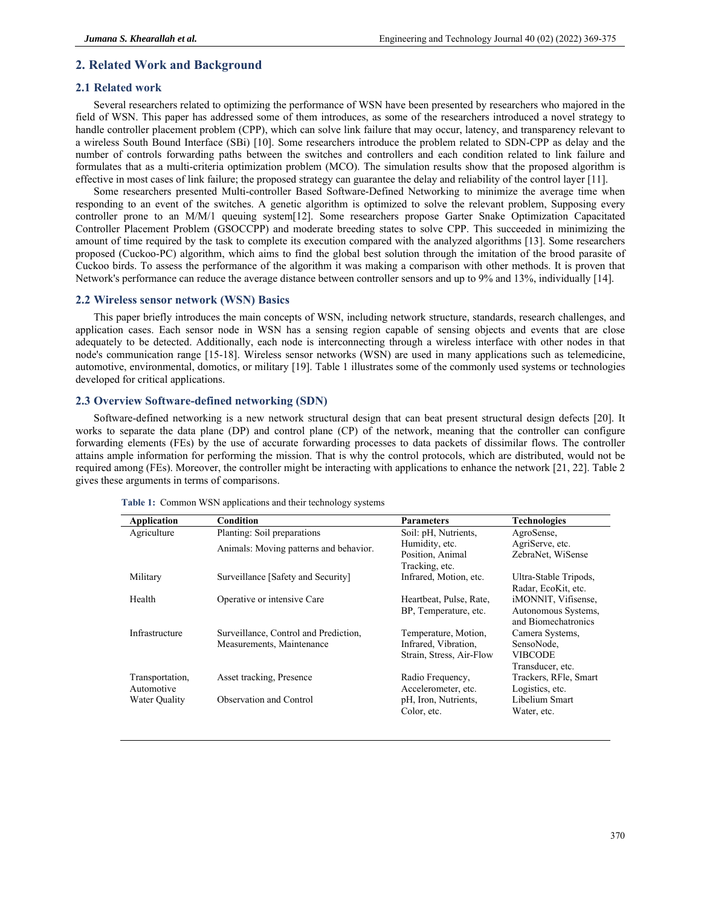## 2. Related Work and Background

### 2.1 Related work

Several researchers related to optimizing the performance of WSN have been presented by researchers who majored in the field of WSN. This paper has addressed some of them introduces, as some of the researchers introduced a novel strategy to handle controller placement problem (CPP), which can solve link failure that may occur, latency, and transparency relevant to a wireless South Bound Interface (SBi) [10]. Some researchers introduce the problem related to SDN-CPP as delay and the number of controls forwarding paths between the switches and controllers and each condition related to link failure and formulates that as a multi-criteria optimization problem (MCO). The simulation results show that the proposed algorithm is effective in most cases of link failure; the proposed strategy can guarantee the delay and reliability of the control layer [11].

Some researchers presented Multi-controller Based Software-Defined Networking to minimize the average time when responding to an event of the switches. A genetic algorithm is optimized to solve the relevant problem, Supposing every controller prone to an M/M/1 queuing system[12]. Some researchers propose Garter Snake Optimization Capacitated Controller Placement Problem (GSOCCPP) and moderate breeding states to solve CPP. This succeeded in minimizing the amount of time required by the task to complete its execution compared with the analyzed algorithms [13]. Some researchers proposed (Cuckoo-PC) algorithm, which aims to find the global best solution through the imitation of the brood parasite of Cuckoo birds. To assess the performance of the algorithm it was making a comparison with other methods. It is proven that Network's performance can reduce the average distance between controller sensors and up to 9% and 13%, individually [14].

### 2.2 Wireless sensor network (WSN) Basics

This paper briefly introduces the main concepts of WSN, including network structure, standards, research challenges, and application cases. Each sensor node in WSN has a sensing region capable of sensing objects and events that are close adequately to be detected. Additionally, each node is interconnecting through a wireless interface with other nodes in that node's communication range [15-18]. Wireless sensor networks (WSN) are used in many applications such as telemedicine, automotive, environmental, domotics, or military [19]. Table 1 illustrates some of the commonly used systems or technologies developed for critical applications.

### 2.3 Overview Software-defined networking (SDN)

Software-defined networking is a new network structural design that can beat present structural design defects [20]. It works to separate the data plane (DP) and control plane (CP) of the network, meaning that the controller can configure forwarding elements (FEs) by the use of accurate forwarding processes to data packets of dissimilar flows. The controller attains ample information for performing the mission. That is why the control protocols, which are distributed, would not be required among (FEs). Moreover, the controller might be interacting with applications to enhance the network [21, 22]. Table 2 gives these arguments in terms of comparisons.

**Table 1:** Common WSN applications and their technology systems

| Application | Condition | Parameters | Technologies |
|---|---|---|---|
| Agriculture | Planting: Soil preparations<br>Animals: Moving patterns and behavior. | Soil: pH, Nutrients, Humidity, etc.<br>Position, Animal Tracking, etc. | AgroSense, AgriServe, etc.<br>ZebraNet, WiSense |
| Military | Surveillance [Safety and Security] | Infrared, Motion, etc. | Ultra-Stable Tripods, Radar, EcoKit, etc. |
| Health | Operative or intensive Care | Heartbeat, Pulse, Rate, BP, Temperature, etc. | iMONNIT, Vifisense, Autonomous Systems, and Biomechatronics |
| Infrastructure | Surveillance, Control and Prediction, Measurements, Maintenance | Temperature, Motion, Infrared, Vibration, Strain, Stress, Air-Flow | Camera Systems, SensoNode, VIBCODE Transducer, etc. |
| Transportation, Automotive | Asset tracking, Presence | Radio Frequency, Accelerometer, etc. | Trackers, RFle, Smart Logistics, etc. |
| Water Quality | Observation and Control | pH, Iron, Nutrients, Color, etc. | Libelium Smart Water, etc. |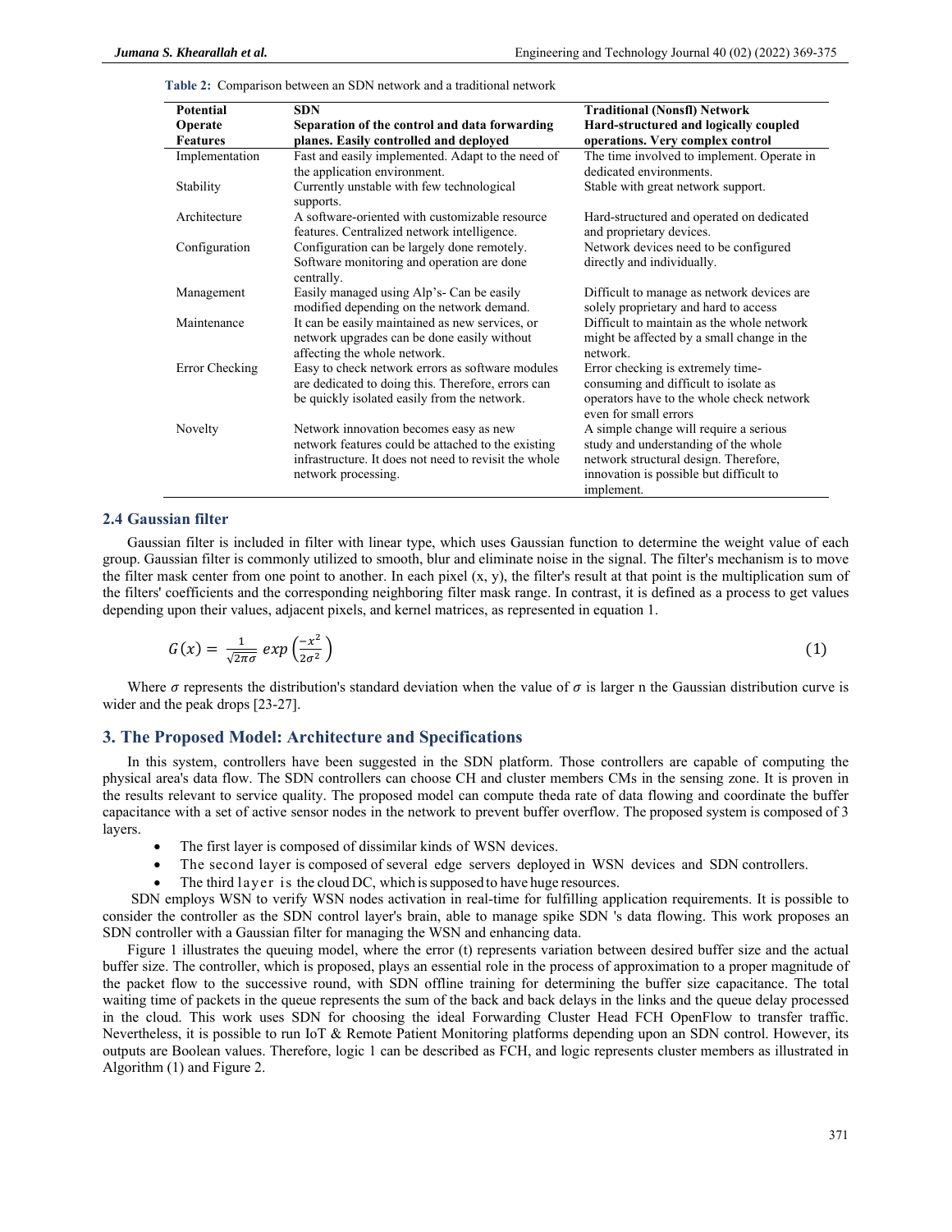**Table 2:** Comparison between an SDN network and a traditional network

| Potential Operate Features | SDN Separation of the control and data forwarding planes. Easily controlled and deployed | Traditional (Nonsfl) Network Hard-structured and logically coupled operations. Very complex control |
|---|---|---|
| Implementation | Fast and easily implemented. Adapt to the need of the application environment. | The time involved to implement. Operate in dedicated environments. |
| Stability | Currently unstable with few technological supports. | Stable with great network support. |
| Architecture | A software-oriented with customizable resource features. Centralized network intelligence. | Hard-structured and operated on dedicated and proprietary devices. |
| Configuration | Configuration can be largely done remotely. Software monitoring and operation are done centrally. | Network devices need to be configured directly and individually. |
| Management | Easily managed using Alp's- Can be easily modified depending on the network demand. | Difficult to manage as network devices are solely proprietary and hard to access |
| Maintenance | It can be easily maintained as new services, or network upgrades can be done easily without affecting the whole network. | Difficult to maintain as the whole network might be affected by a small change in the network. |
| Error Checking | Easy to check network errors as software modules are dedicated to doing this. Therefore, errors can be quickly isolated easily from the network. | Error checking is extremely time-consuming and difficult to isolate as operators have to the whole check network even for small errors |
| Novelty | Network innovation becomes easy as new network features could be attached to the existing infrastructure. It does not need to revisit the whole network processing. | A simple change will require a serious study and understanding of the whole network structural design. Therefore, innovation is possible but difficult to implement. |

### 2.4 Gaussian filter

Gaussian filter is included in filter with linear type, which uses Gaussian function to determine the weight value of each group. Gaussian filter is commonly utilized to smooth, blur and eliminate noise in the signal. The filter's mechanism is to move the filter mask center from one point to another. In each pixel (x, y), the filter's result at that point is the multiplication sum of the filters' coefficients and the corresponding neighboring filter mask range. In contrast, it is defined as a process to get values depending upon their values, adjacent pixels, and kernel matrices, as represented in equation 1.

$$G(x) = \frac{1}{\sqrt{2\pi\sigma}} \exp\left(\frac{-x^2}{2\sigma^2}\right) \quad (1)$$

Where $\sigma$ represents the distribution's standard deviation when the value of $\sigma$ is larger n the Gaussian distribution curve is wider and the peak drops [23-27].

## 3. The Proposed Model: Architecture and Specifications

In this system, controllers have been suggested in the SDN platform. Those controllers are capable of computing the physical area's data flow. The SDN controllers can choose CH and cluster members CMs in the sensing zone. It is proven in the results relevant to service quality. The proposed model can compute theda rate of data flowing and coordinate the buffer capacitance with a set of active sensor nodes in the network to prevent buffer overflow. The proposed system is composed of 3 layers.

- The first layer is composed of dissimilar kinds of WSN devices.
- The second layer is composed of several edge servers deployed in WSN devices and SDN controllers.
- The third layer is the cloud DC, which is supposed to have huge resources.

SDN employs WSN to verify WSN nodes activation in real-time for fulfilling application requirements. It is possible to consider the controller as the SDN control layer's brain, able to manage spike SDN 's data flowing. This work proposes an SDN controller with a Gaussian filter for managing the WSN and enhancing data.

Figure 1 illustrates the queuing model, where the error (t) represents variation between desired buffer size and the actual buffer size. The controller, which is proposed, plays an essential role in the process of approximation to a proper magnitude of the packet flow to the successive round, with SDN offline training for determining the buffer size capacitance. The total waiting time of packets in the queue represents the sum of the back and back delays in the links and the queue delay processed in the cloud. This work uses SDN for choosing the ideal Forwarding Cluster Head FCH OpenFlow to transfer traffic. Nevertheless, it is possible to run IoT & Remote Patient Monitoring platforms depending upon an SDN control. However, its outputs are Boolean values. Therefore, logic 1 can be described as FCH, and logic represents cluster members as illustrated in Algorithm (1) and Figure 2.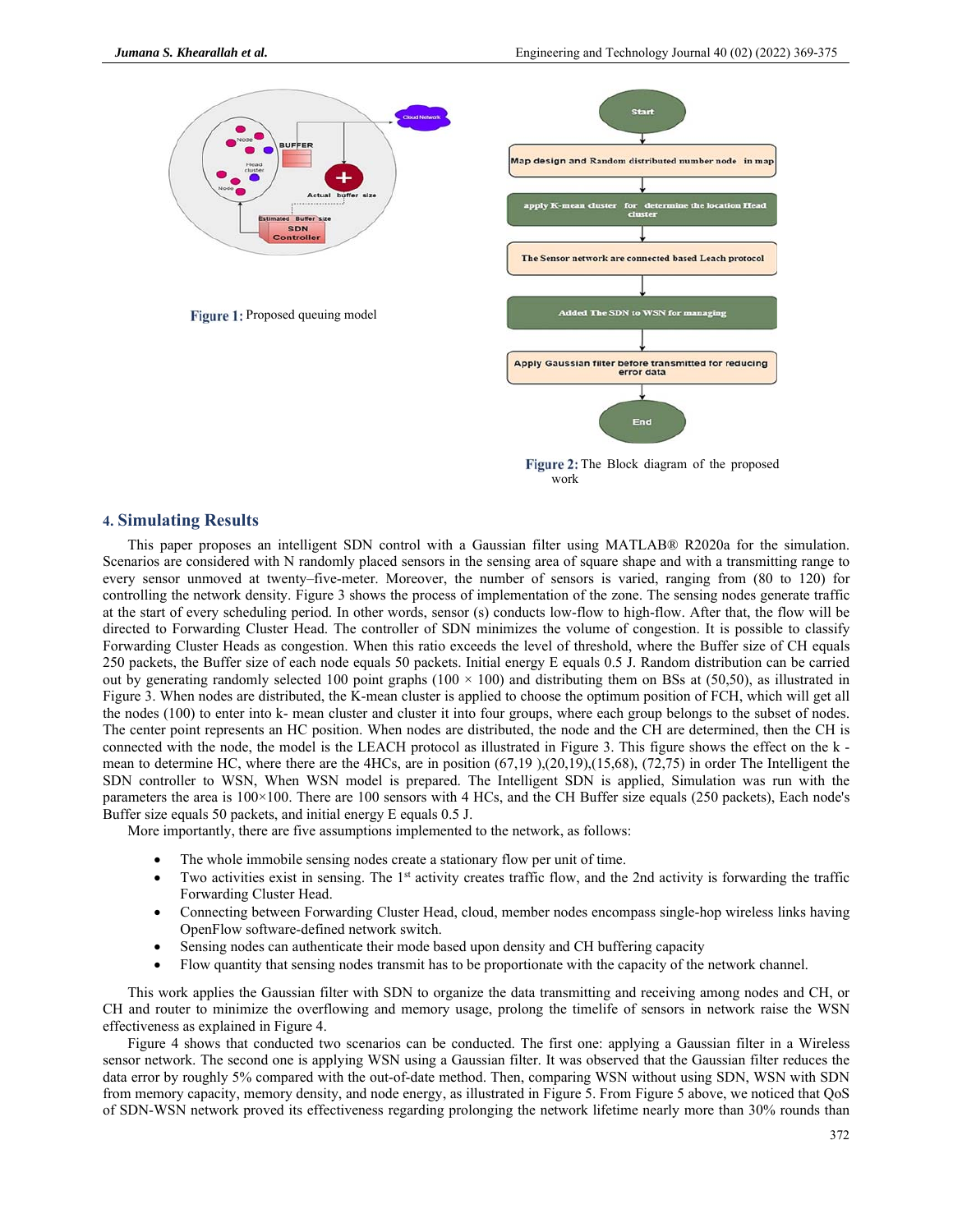Figure 1: Proposed queuing model

Figure 2: The Block diagram of the proposed work

## 4. Simulating Results

This paper proposes an intelligent SDN control with a Gaussian filter using MATLAB® R2020a for the simulation. Scenarios are considered with N randomly placed sensors in the sensing area of square shape and with a transmitting range for every sensor unmoved at twenty–five-meter. Moreover, the number of sensors is varied, ranging from (80 to 120) for controlling the network density. Figure 3 shows the process of implementation of the zone. The sensing nodes generate traffic at the start of every scheduling period. In other words, sensor (s) conducts low-flow to high-flow. After that, the flow will be directed to Forwarding Cluster Head. The controller of SDN minimizes the volume of congestion. It is possible to classify Forwarding Cluster Heads as congestion. When this ratio exceeds the level of threshold, where the Buffer size of CH equals 250 packets, the Buffer size of each node equals 50 packets. Initial energy E equals 0.5 J. Random distribution can be carried out by generating randomly selected 100 point graphs (100 × 100) and distributing them on BSs at (50,50), as illustrated in Figure 3. When nodes are distributed, the K-mean cluster is applied to choose the optimum position of FCH, which will get all the nodes (100) to enter into k- mean cluster and cluster it into four groups, where each group belongs to the subset of nodes. The center point represents an HC position. When nodes are distributed, the node and the CH are determined, then the CH is connected with the node, the model is the LEACH protocol as illustrated in Figure 3. This figure shows the effect on the k - mean to determine HC, where there are the 4HCs, are in position (67,19 ),(20,19),(15,68), (72,75) in order The Intelligent the SDN controller to WSN, When WSN model is prepared. The Intelligent SDN is applied, Simulation was run with the parameters the area is 100×100. There are 100 sensors with 4 HCs, and the CH Buffer size equals (250 packets), Each node's Buffer size equals 50 packets, and initial energy E equals 0.5 J.

More importantly, there are five assumptions implemented to the network, as follows:

- The whole immobile sensing nodes create a stationary flow per unit of time.
- Two activities exist in sensing. The 1st activity creates traffic flow, and the 2nd activity is forwarding the traffic Forwarding Cluster Head.
- Connecting between Forwarding Cluster Head, cloud, member nodes encompass single-hop wireless links having OpenFlow software-defined network switch.
- Sensing nodes can authenticate their mode based upon density and CH buffering capacity
- Flow quantity that sensing nodes transmit has to be proportionate with the capacity of the network channel.

This work applies the Gaussian filter with SDN to organize the data transmitting and receiving among nodes and CH, or CH and router to minimize the overflowing and memory usage, prolong the timelife of sensors in network raise the WSN effectiveness as explained in Figure 4.

Figure 4 shows that conducted two scenarios can be conducted. The first one: applying a Gaussian filter in a Wireless sensor network. The second one is applying WSN using a Gaussian filter. It was observed that the Gaussian filter reduces the data error by roughly 5% compared with the out-of-date method. Then, comparing WSN without using SDN, WSN with SDN from memory capacity, memory density, and node energy, as illustrated in Figure 5. From Figure 5 above, we noticed that QoS of SDN-WSN network proved its effectiveness regarding prolonging the network lifetime nearly more than 30% rounds than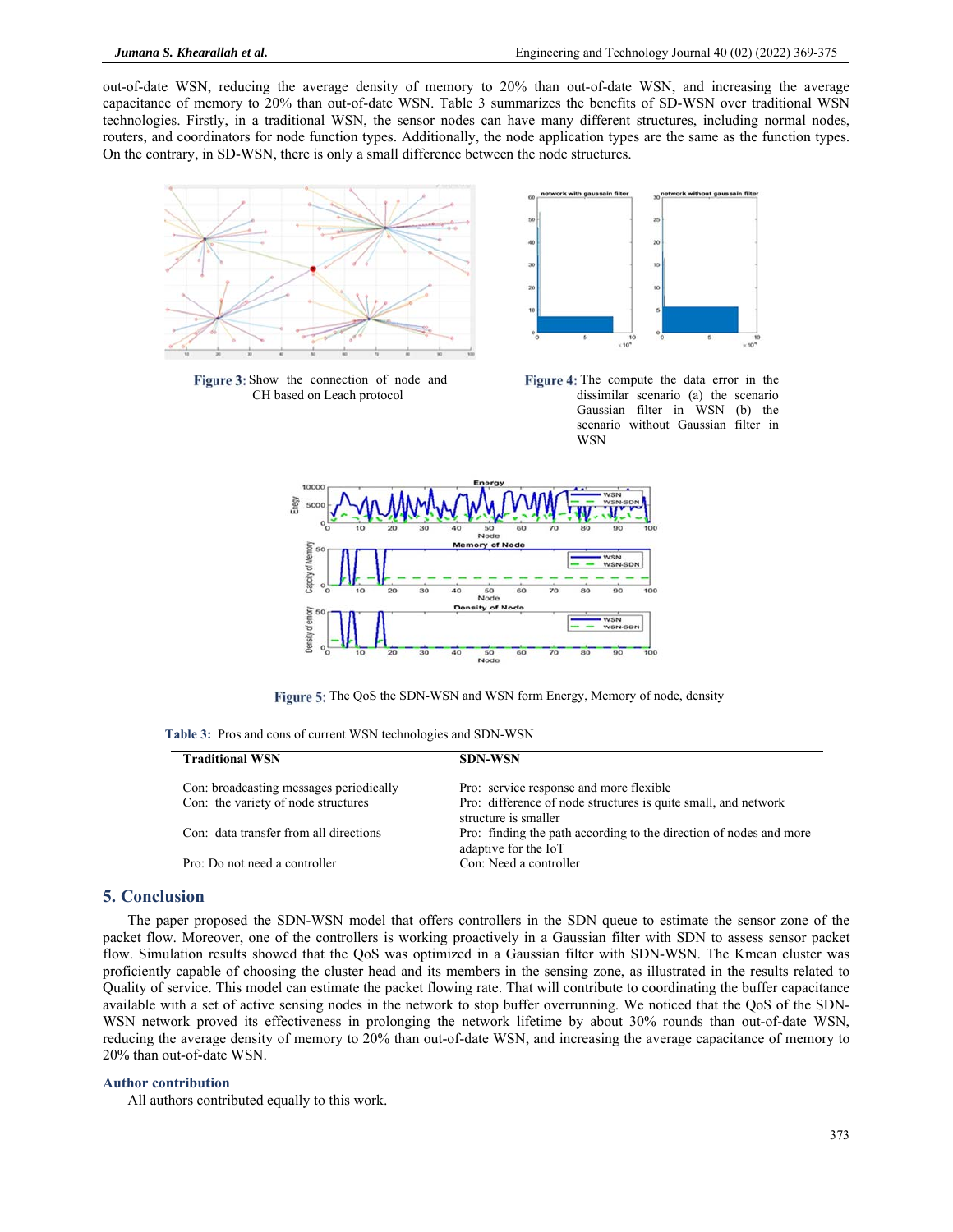out-of-date WSN, reducing the average density of memory to 20% than out-of-date WSN, and increasing the average capacitance of memory to 20% than out-of-date WSN. Table 3 summarizes the benefits of SD-WSN over traditional WSN technologies. Firstly, in a traditional WSN, the sensor nodes can have many different structures, including normal nodes, routers, and coordinators for node function types. Additionally, the node application types are the same as the function types. On the contrary, in SD-WSN, there is only a small difference between the node structures.

**Figure 3:** Show the connection of node and CH based on Leach protocol

**Figure 4:** The compute the data error in the dissimilar scenario (a) the scenario Gaussian filter in WSN (b) the scenario without Gaussian filter in WSN

**Figure 5:** The QoS the SDN-WSN and WSN form Energy, Memory of node, density

**Table 3:** Pros and cons of current WSN technologies and SDN-WSN

| Traditional WSN | SDN-WSN |
|---|---|
| Con: broadcasting messages periodically | Pro: service response and more flexible |
| Con: the variety of node structures | Pro: difference of node structures is quite small, and network structure is smaller |
| Con: data transfer from all directions | Pro: finding the path according to the direction of nodes and more adaptive for the IoT |
| Pro: Do not need a controller | Con: Need a controller |

## 5. Conclusion

The paper proposed the SDN-WSN model that offers controllers in the SDN queue to estimate the sensor zone of the packet flow. Moreover, one of the controllers is working proactively in a Gaussian filter with SDN to assess sensor packet flow. Simulation results showed that the QoS was optimized in a Gaussian filter with SDN-WSN. The Kmean cluster was proficiently capable of choosing the cluster head and its members in the sensing zone, as illustrated in the results related to Quality of service. This model can estimate the packet flowing rate. That will contribute to coordinating the buffer capacitance available with a set of active sensing nodes in the network to stop buffer overrunning. We noticed that the QoS of the SDN-WSN network proved its effectiveness in prolonging the network lifetime by about 30% rounds than out-of-date WSN, reducing the average density of memory to 20% than out-of-date WSN, and increasing the average capacitance of memory to 20% than out-of-date WSN.

### Author contribution

All authors contributed equally to this work.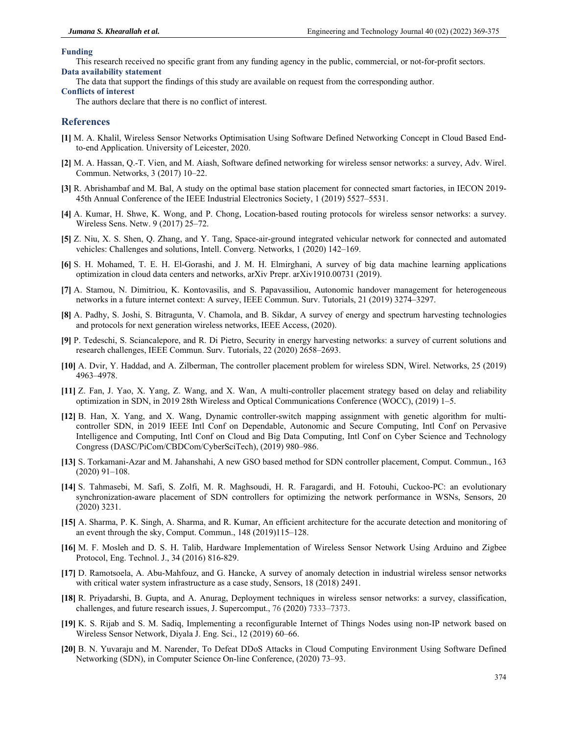### Funding

This research received no specific grant from any funding agency in the public, commercial, or not-for-profit sectors.

### Data availability statement

The data that support the findings of this study are available on request from the corresponding author.

### Conflicts of interest

The authors declare that there is no conflict of interest.

## References

**[1]** M. A. Khalil, Wireless Sensor Networks Optimisation Using Software Defined Networking Concept in Cloud Based End-to-end Application. University of Leicester, 2020.

**[2]** M. A. Hassan, Q.-T. Vien, and M. Aiash, Software defined networking for wireless sensor networks: a survey, Adv. Wirel. Commun. Networks, 3 (2017) 10–22.

**[3]** R. Abrishambaf and M. Bal, A study on the optimal base station placement for connected smart factories, in IECON 2019-45th Annual Conference of the IEEE Industrial Electronics Society, 1 (2019) 5527–5531.

**[4]** A. Kumar, H. Shwe, K. Wong, and P. Chong, Location-based routing protocols for wireless sensor networks: a survey. Wireless Sens. Netw. 9 (2017) 25–72.

**[5]** Z. Niu, X. S. Shen, Q. Zhang, and Y. Tang, Space-air-ground integrated vehicular network for connected and automated vehicles: Challenges and solutions, Intell. Converg. Networks, 1 (2020) 142–169.

**[6]** S. H. Mohamed, T. E. H. El-Gorashi, and J. M. H. Elmirghani, A survey of big data machine learning applications optimization in cloud data centers and networks, arXiv Prepr. arXiv1910.00731 (2019).

**[7]** A. Stamou, N. Dimitriou, K. Kontovasilis, and S. Papavassiliou, Autonomic handover management for heterogeneous networks in a future internet context: A survey, IEEE Commun. Surv. Tutorials, 21 (2019) 3274–3297.

**[8]** A. Padhy, S. Joshi, S. Bitragunta, V. Chamola, and B. Sikdar, A survey of energy and spectrum harvesting technologies and protocols for next generation wireless networks, IEEE Access, (2020).

**[9]** P. Tedeschi, S. Sciancalepore, and R. Di Pietro, Security in energy harvesting networks: a survey of current solutions and research challenges, IEEE Commun. Surv. Tutorials, 22 (2020) 2658–2693.

**[10]** A. Dvir, Y. Haddad, and A. Zilberman, The controller placement problem for wireless SDN, Wirel. Networks, 25 (2019) 4963–4978.

**[11]** Z. Fan, J. Yao, X. Yang, Z. Wang, and X. Wan, A multi-controller placement strategy based on delay and reliability optimization in SDN, in 2019 28th Wireless and Optical Communications Conference (WOCC), (2019) 1–5.

**[12]** B. Han, X. Yang, and X. Wang, Dynamic controller-switch mapping assignment with genetic algorithm for multi-controller SDN, in 2019 IEEE Intl Conf on Dependable, Autonomic and Secure Computing, Intl Conf on Pervasive Intelligence and Computing, Intl Conf on Cloud and Big Data Computing, Intl Conf on Cyber Science and Technology Congress (DASC/PiCom/CBDCom/CyberSciTech), (2019) 980–986.

**[13]** S. Torkamani-Azar and M. Jahanshahi, A new GSO based method for SDN controller placement, Comput. Commun., 163 (2020) 91–108.

**[14]** S. Tahmasebi, M. Safi, S. Zolfi, M. R. Maghsoudi, H. R. Faragardi, and H. Fotouhi, Cuckoo-PC: an evolutionary synchronization-aware placement of SDN controllers for optimizing the network performance in WSNs, Sensors, 20 (2020) 3231.

**[15]** A. Sharma, P. K. Singh, A. Sharma, and R. Kumar, An efficient architecture for the accurate detection and monitoring of an event through the sky, Comput. Commun., 148 (2019)115–128.

**[16]** M. F. Mosleh and D. S. H. Talib, Hardware Implementation of Wireless Sensor Network Using Arduino and Zigbee Protocol, Eng. Technol. J., 34 (2016) 816-829.

**[17]** D. Ramotsoela, A. Abu-Mahfouz, and G. Hancke, A survey of anomaly detection in industrial wireless sensor networks with critical water system infrastructure as a case study, Sensors, 18 (2018) 2491.

**[18]** R. Priyadarshi, B. Gupta, and A. Anurag, Deployment techniques in wireless sensor networks: a survey, classification, challenges, and future research issues, J. Supercomput., 76 (2020) 7333–7373.

**[19]** K. S. Rijab and S. M. Sadiq, Implementing a reconfigurable Internet of Things Nodes using non-IP network based on Wireless Sensor Network, Diyala J. Eng. Sci., 12 (2019) 60–66.

**[20]** B. N. Yuvaraju and M. Narender, To Defeat DDoS Attacks in Cloud Computing Environment Using Software Defined Networking (SDN), in Computer Science On-line Conference, (2020) 73–93.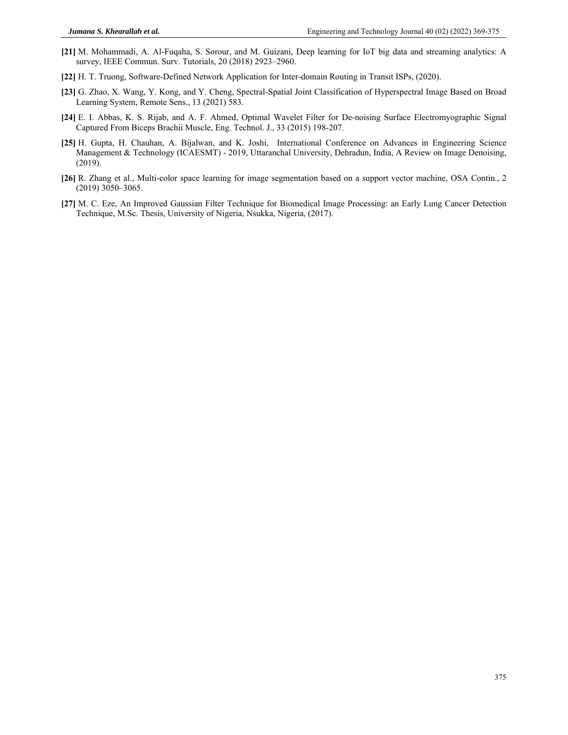**[21]** M. Mohammadi, A. Al-Fuqaha, S. Sorour, and M. Guizani, Deep learning for IoT big data and streaming analytics: A survey, IEEE Commun. Surv. Tutorials, 20 (2018) 2923–2960.

**[22]** H. T. Truong, Software-Defined Network Application for Inter-domain Routing in Transit ISPs, (2020).

**[23]** G. Zhao, X. Wang, Y. Kong, and Y. Cheng, Spectral-Spatial Joint Classification of Hyperspectral Image Based on Broad Learning System, Remote Sens., 13 (2021) 583.

**[24]** E. I. Abbas, K. S. Rijab, and A. F. Ahmed, Optimal Wavelet Filter for De-noising Surface Electromyographic Signal Captured From Biceps Brachii Muscle, Eng. Technol. J., 33 (2015) 198-207.

**[25]** H. Gupta, H. Chauhan, A. Bijalwan, and K. Joshi, International Conference on Advances in Engineering Science Management & Technology (ICAESMT) - 2019, Uttaranchal University, Dehradun, India, A Review on Image Denoising, (2019).

**[26]** R. Zhang et al., Multi-color space learning for image segmentation based on a support vector machine, OSA Contin., 2 (2019) 3050–3065.

**[27]** M. C. Eze, An Improved Gaussian Filter Technique for Biomedical Image Processing: an Early Lung Cancer Detection Technique, M.Sc. Thesis, University of Nigeria, Nsukka, Nigeria, (2017).